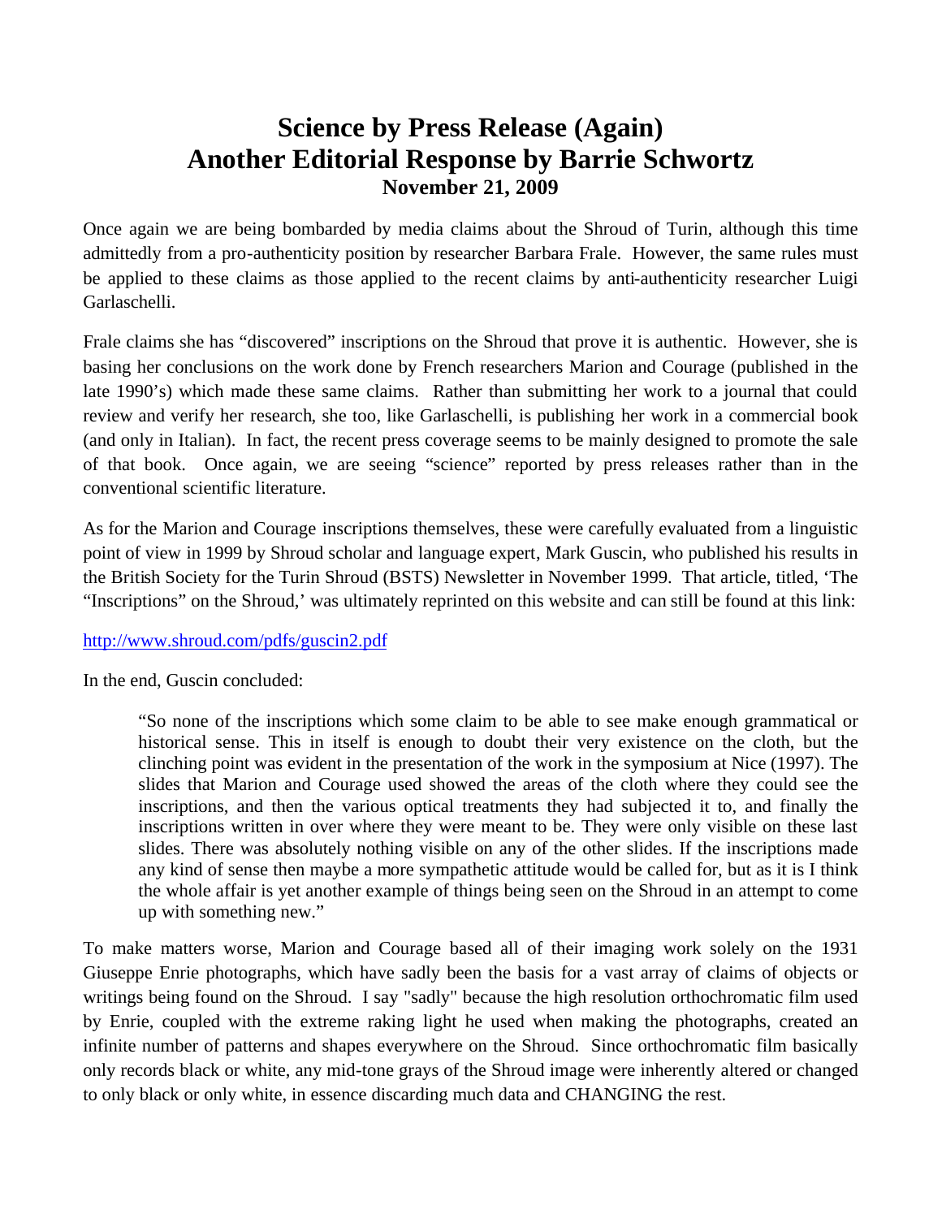# Science by Press Release (Again)
# Another Editorial Response by Barrie Schwortz
## November 21, 2009

Once again we are being bombarded by media claims about the Shroud of Turin, although this time admittedly from a pro-authenticity position by researcher Barbara Frale. However, the same rules must be applied to these claims as those applied to the recent claims by anti-authenticity researcher Luigi Garlaschelli.

Frale claims she has "discovered" inscriptions on the Shroud that prove it is authentic. However, she is basing her conclusions on the work done by French researchers Marion and Courage (published in the late 1990's) which made these same claims. Rather than submitting her work to a journal that could review and verify her research, she too, like Garlaschelli, is publishing her work in a commercial book (and only in Italian). In fact, the recent press coverage seems to be mainly designed to promote the sale of that book. Once again, we are seeing "science" reported by press releases rather than in the conventional scientific literature.

As for the Marion and Courage inscriptions themselves, these were carefully evaluated from a linguistic point of view in 1999 by Shroud scholar and language expert, Mark Guscin, who published his results in the British Society for the Turin Shroud (BSTS) Newsletter in November 1999. That article, titled, 'The "Inscriptions" on the Shroud,' was ultimately reprinted on this website and can still be found at this link:

[http://www.shroud.com/pdfs/guscin2.pdf](http://www.shroud.com/pdfs/guscin2.pdf)

In the end, Guscin concluded:

> "So none of the inscriptions which some claim to be able to see make enough grammatical or historical sense. This in itself is enough to doubt their very existence on the cloth, but the clinching point was evident in the presentation of the work in the symposium at Nice (1997). The slides that Marion and Courage used showed the areas of the cloth where they could see the inscriptions, and then the various optical treatments they had subjected it to, and finally the inscriptions written in over where they were meant to be. They were only visible on these last slides. There was absolutely nothing visible on any of the other slides. If the inscriptions made any kind of sense then maybe a more sympathetic attitude would be called for, but as it is I think the whole affair is yet another example of things being seen on the Shroud in an attempt to come up with something new."

To make matters worse, Marion and Courage based all of their imaging work solely on the 1931 Giuseppe Enrie photographs, which have sadly been the basis for a vast array of claims of objects or writings being found on the Shroud. I say "sadly" because the high resolution orthochromatic film used by Enrie, coupled with the extreme raking light he used when making the photographs, created an infinite number of patterns and shapes everywhere on the Shroud. Since orthochromatic film basically only records black or white, any mid-tone grays of the Shroud image were inherently altered or changed to only black or only white, in essence discarding much data and CHANGING the rest.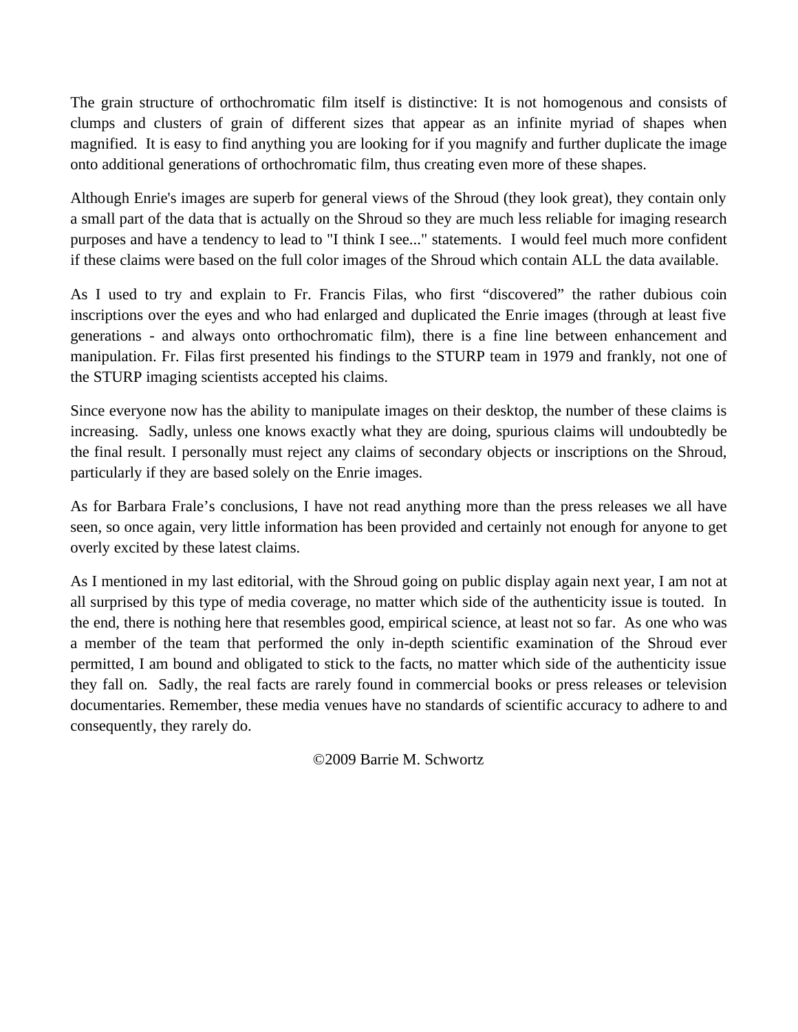The grain structure of orthochromatic film itself is distinctive: It is not homogenous and consists of clumps and clusters of grain of different sizes that appear as an infinite myriad of shapes when magnified. It is easy to find anything you are looking for if you magnify and further duplicate the image onto additional generations of orthochromatic film, thus creating even more of these shapes.

Although Enrie's images are superb for general views of the Shroud (they look great), they contain only a small part of the data that is actually on the Shroud so they are much less reliable for imaging research purposes and have a tendency to lead to "I think I see..." statements. I would feel much more confident if these claims were based on the full color images of the Shroud which contain ALL the data available.

As I used to try and explain to Fr. Francis Filas, who first "discovered" the rather dubious coin inscriptions over the eyes and who had enlarged and duplicated the Enrie images (through at least five generations - and always onto orthochromatic film), there is a fine line between enhancement and manipulation. Fr. Filas first presented his findings to the STURP team in 1979 and frankly, not one of the STURP imaging scientists accepted his claims.

Since everyone now has the ability to manipulate images on their desktop, the number of these claims is increasing. Sadly, unless one knows exactly what they are doing, spurious claims will undoubtedly be the final result. I personally must reject any claims of secondary objects or inscriptions on the Shroud, particularly if they are based solely on the Enrie images.

As for Barbara Frale's conclusions, I have not read anything more than the press releases we all have seen, so once again, very little information has been provided and certainly not enough for anyone to get overly excited by these latest claims.

As I mentioned in my last editorial, with the Shroud going on public display again next year, I am not at all surprised by this type of media coverage, no matter which side of the authenticity issue is touted. In the end, there is nothing here that resembles good, empirical science, at least not so far. As one who was a member of the team that performed the only in-depth scientific examination of the Shroud ever permitted, I am bound and obligated to stick to the facts, no matter which side of the authenticity issue they fall on. Sadly, the real facts are rarely found in commercial books or press releases or television documentaries. Remember, these media venues have no standards of scientific accuracy to adhere to and consequently, they rarely do.

©2009 Barrie M. Schwortz